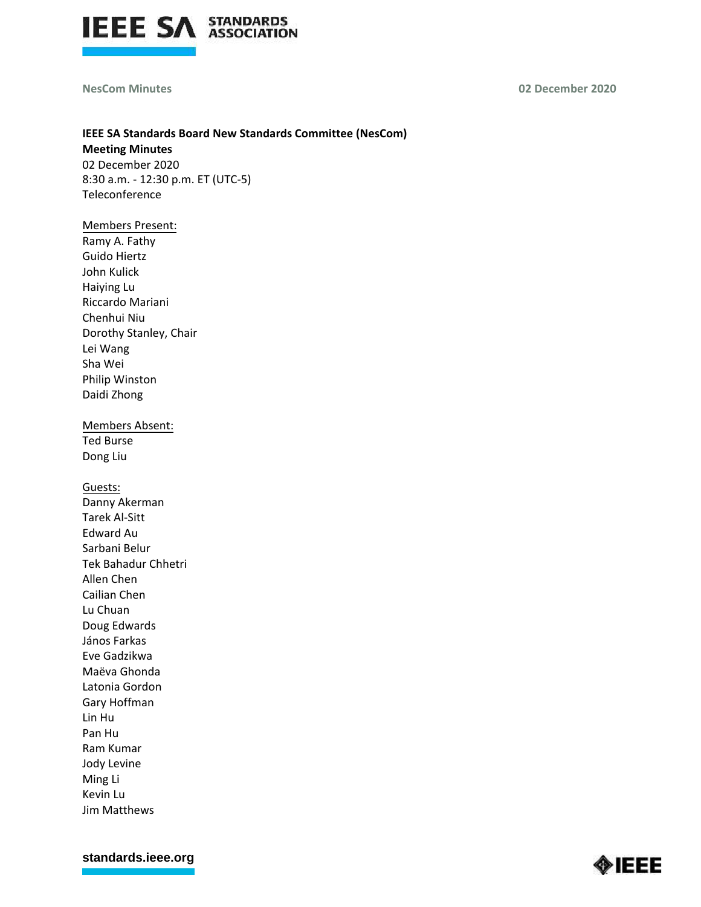**IEEE SA Standards Board New Standards Committee (NesCom)**
**Meeting Minutes**
02 December 2020
8:30 a.m. - 12:30 p.m. ET (UTC-5)
Teleconference

Members Present:
Ramy A. Fathy
Guido Hiertz
John Kulick
Haiying Lu
Riccardo Mariani
Chenhui Niu
Dorothy Stanley, Chair
Lei Wang
Sha Wei
Philip Winston
Daidi Zhong

Members Absent:
Ted Burse
Dong Liu

Guests:
Danny Akerman
Tarek Al-Sitt
Edward Au
Sarbani Belur
Tek Bahadur Chhetri
Allen Chen
Cailian Chen
Lu Chuan
Doug Edwards
János Farkas
Eve Gadzikwa
Maëva Ghonda
Latonia Gordon
Gary Hoffman
Lin Hu
Pan Hu
Ram Kumar
Jody Levine
Ming Li
Kevin Lu
Jim Matthews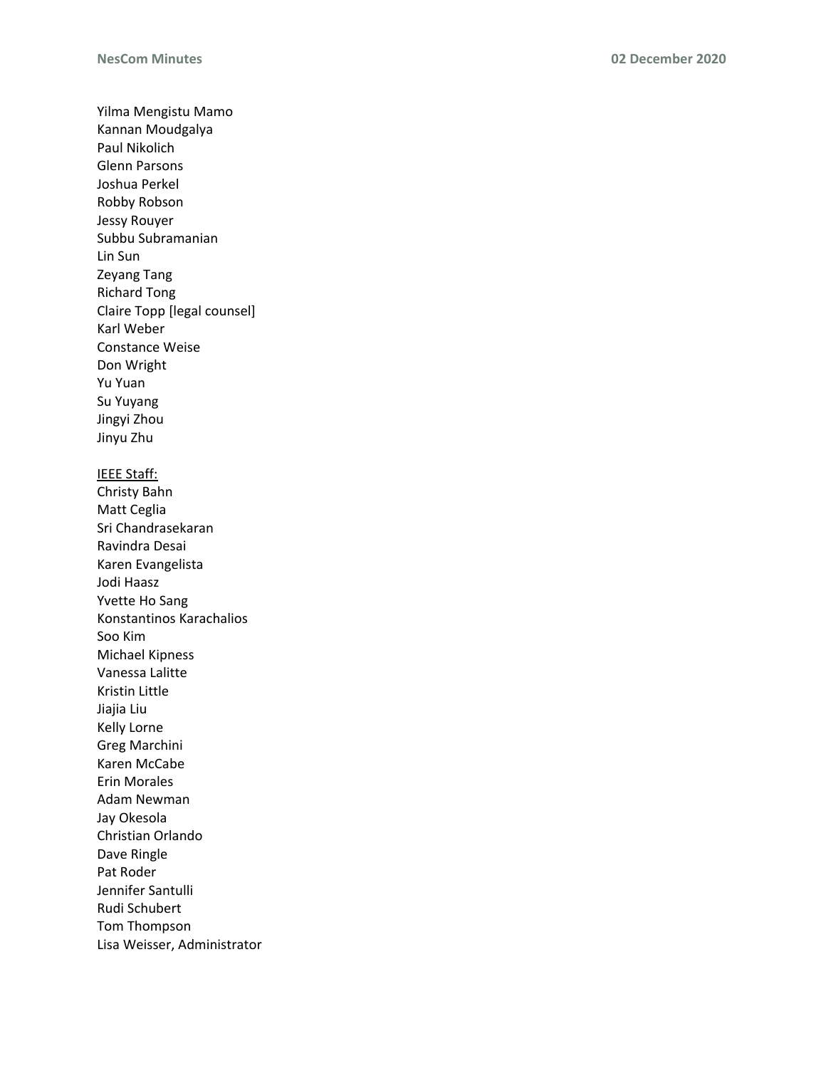Yilma Mengistu Mamo
Kannan Moudgalya
Paul Nikolich
Glenn Parsons
Joshua Perkel
Robby Robson
Jessy Rouyer
Subbu Subramanian
Lin Sun
Zeyang Tang
Richard Tong
Claire Topp [legal counsel]
Karl Weber
Constance Weise
Don Wright
Yu Yuan
Su Yuyang
Jingyi Zhou
Jinyu Zhu

<u>IEEE Staff:</u>
Christy Bahn
Matt Ceglia
Sri Chandrasekaran
Ravindra Desai
Karen Evangelista
Jodi Haasz
Yvette Ho Sang
Konstantinos Karachalios
Soo Kim
Michael Kipness
Vanessa Lalitte
Kristin Little
Jiajia Liu
Kelly Lorne
Greg Marchini
Karen McCabe
Erin Morales
Adam Newman
Jay Okesola
Christian Orlando
Dave Ringle
Pat Roder
Jennifer Santulli
Rudi Schubert
Tom Thompson
Lisa Weisser, Administrator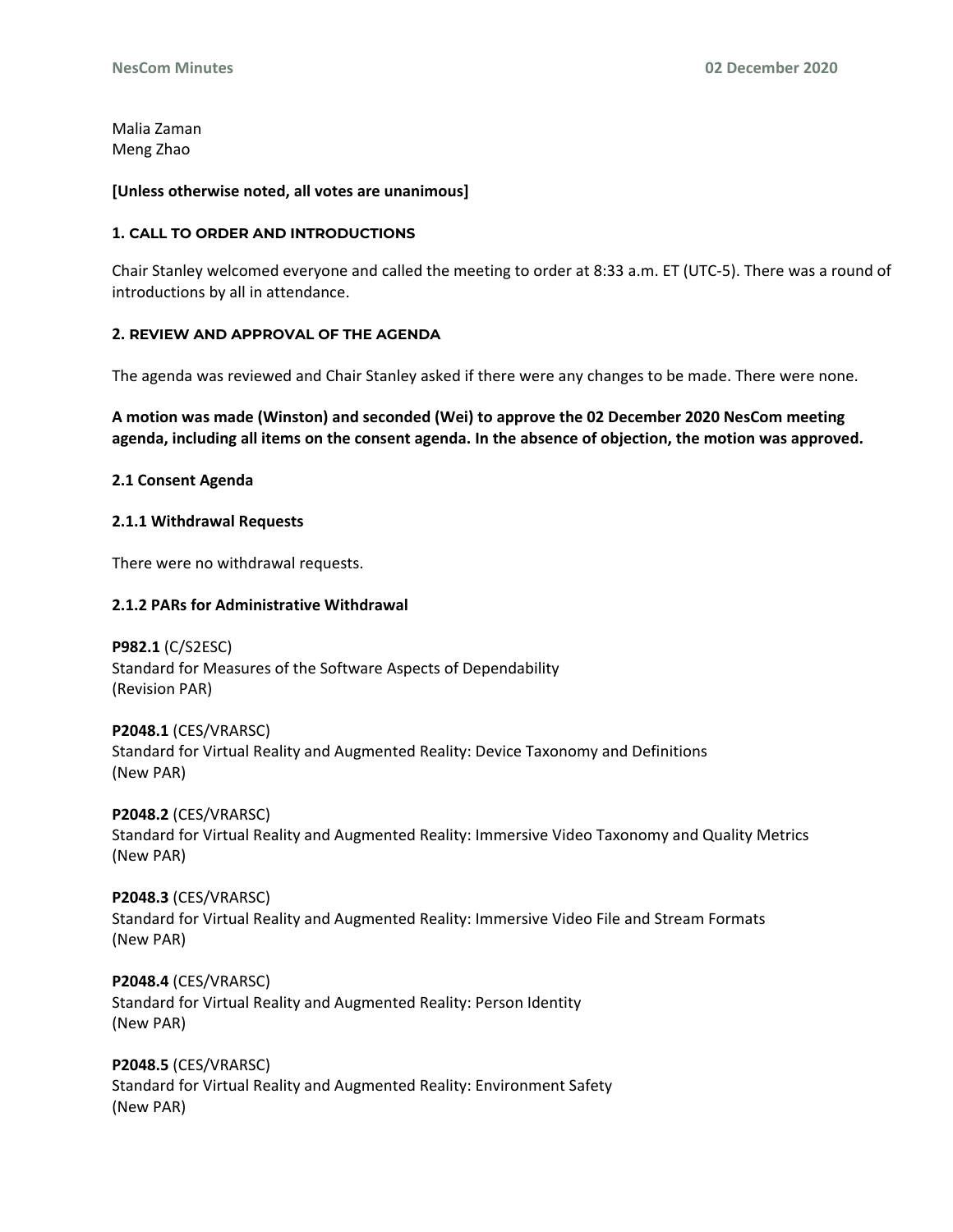Malia Zaman
Meng Zhao

**[Unless otherwise noted, all votes are unanimous]**

### 1. CALL TO ORDER AND INTRODUCTIONS

Chair Stanley welcomed everyone and called the meeting to order at 8:33 a.m. ET (UTC-5). There was a round of introductions by all in attendance.

### 2. REVIEW AND APPROVAL OF THE AGENDA

The agenda was reviewed and Chair Stanley asked if there were any changes to be made. There were none.

**A motion was made (Winston) and seconded (Wei) to approve the 02 December 2020 NesCom meeting agenda, including all items on the consent agenda. In the absence of objection, the motion was approved.**

#### 2.1 Consent Agenda

#### 2.1.1 Withdrawal Requests

There were no withdrawal requests.

#### 2.1.2 PARs for Administrative Withdrawal

**P982.1** (C/S2ESC)
Standard for Measures of the Software Aspects of Dependability
(Revision PAR)

**P2048.1** (CES/VRARSC)
Standard for Virtual Reality and Augmented Reality: Device Taxonomy and Definitions
(New PAR)

**P2048.2** (CES/VRARSC)
Standard for Virtual Reality and Augmented Reality: Immersive Video Taxonomy and Quality Metrics
(New PAR)

**P2048.3** (CES/VRARSC)
Standard for Virtual Reality and Augmented Reality: Immersive Video File and Stream Formats
(New PAR)

**P2048.4** (CES/VRARSC)
Standard for Virtual Reality and Augmented Reality: Person Identity
(New PAR)

**P2048.5** (CES/VRARSC)
Standard for Virtual Reality and Augmented Reality: Environment Safety
(New PAR)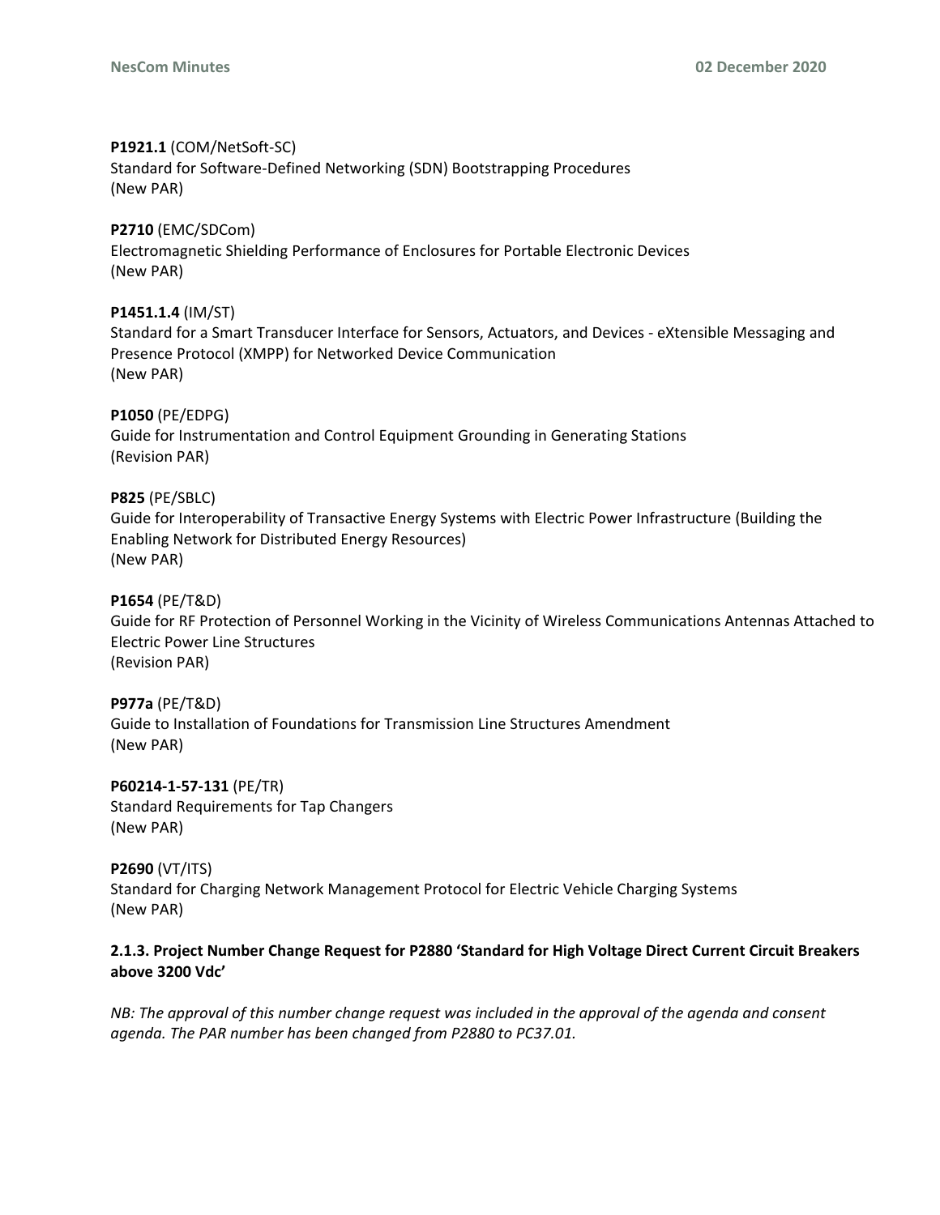**P1921.1** (COM/NetSoft-SC)
Standard for Software-Defined Networking (SDN) Bootstrapping Procedures
(New PAR)

**P2710** (EMC/SDCom)
Electromagnetic Shielding Performance of Enclosures for Portable Electronic Devices
(New PAR)

**P1451.1.4** (IM/ST)
Standard for a Smart Transducer Interface for Sensors, Actuators, and Devices - eXtensible Messaging and Presence Protocol (XMPP) for Networked Device Communication
(New PAR)

**P1050** (PE/EDPG)
Guide for Instrumentation and Control Equipment Grounding in Generating Stations
(Revision PAR)

**P825** (PE/SBLC)
Guide for Interoperability of Transactive Energy Systems with Electric Power Infrastructure (Building the Enabling Network for Distributed Energy Resources)
(New PAR)

**P1654** (PE/T&D)
Guide for RF Protection of Personnel Working in the Vicinity of Wireless Communications Antennas Attached to Electric Power Line Structures
(Revision PAR)

**P977a** (PE/T&D)
Guide to Installation of Foundations for Transmission Line Structures Amendment
(New PAR)

**P60214-1-57-131** (PE/TR)
Standard Requirements for Tap Changers
(New PAR)

**P2690** (VT/ITS)
Standard for Charging Network Management Protocol for Electric Vehicle Charging Systems
(New PAR)

### 2.1.3. Project Number Change Request for P2880 'Standard for High Voltage Direct Current Circuit Breakers above 3200 Vdc'

*NB: The approval of this number change request was included in the approval of the agenda and consent agenda. The PAR number has been changed from P2880 to PC37.01.*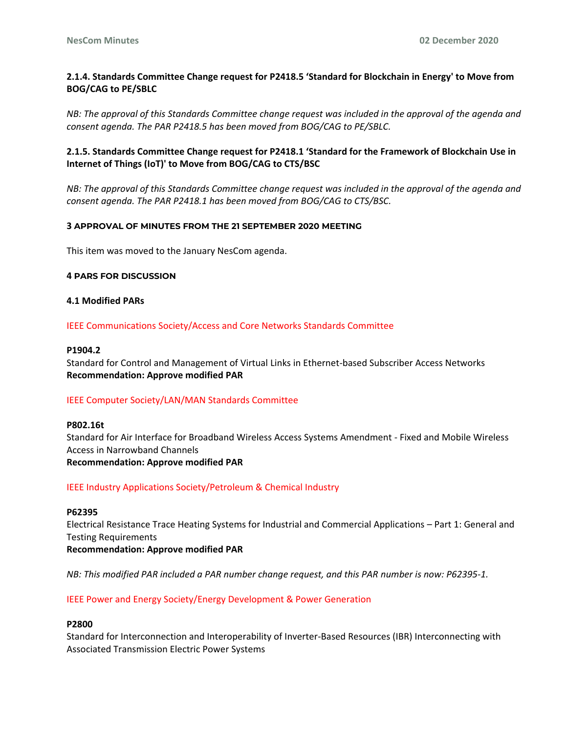#### 2.1.4. Standards Committee Change request for P2418.5 'Standard for Blockchain in Energy' to Move from BOG/CAG to PE/SBLC

*NB: The approval of this Standards Committee change request was included in the approval of the agenda and consent agenda. The PAR P2418.5 has been moved from BOG/CAG to PE/SBLC.*

#### 2.1.5. Standards Committee Change request for P2418.1 'Standard for the Framework of Blockchain Use in Internet of Things (IoT)' to Move from BOG/CAG to CTS/BSC

*NB: The approval of this Standards Committee change request was included in the approval of the agenda and consent agenda. The PAR P2418.1 has been moved from BOG/CAG to CTS/BSC.*

## 3 APPROVAL OF MINUTES FROM THE 21 SEPTEMBER 2020 MEETING

This item was moved to the January NesCom agenda.

## 4 PARS FOR DISCUSSION

### 4.1 Modified PARs

IEEE Communications Society/Access and Core Networks Standards Committee

**P1904.2**
Standard for Control and Management of Virtual Links in Ethernet-based Subscriber Access Networks
**Recommendation: Approve modified PAR**

IEEE Computer Society/LAN/MAN Standards Committee

**P802.16t**
Standard for Air Interface for Broadband Wireless Access Systems Amendment - Fixed and Mobile Wireless Access in Narrowband Channels
**Recommendation: Approve modified PAR**

IEEE Industry Applications Society/Petroleum & Chemical Industry

**P62395**
Electrical Resistance Trace Heating Systems for Industrial and Commercial Applications – Part 1: General and Testing Requirements
**Recommendation: Approve modified PAR**

*NB: This modified PAR included a PAR number change request, and this PAR number is now: P62395-1.*

IEEE Power and Energy Society/Energy Development & Power Generation

**P2800**
Standard for Interconnection and Interoperability of Inverter-Based Resources (IBR) Interconnecting with Associated Transmission Electric Power Systems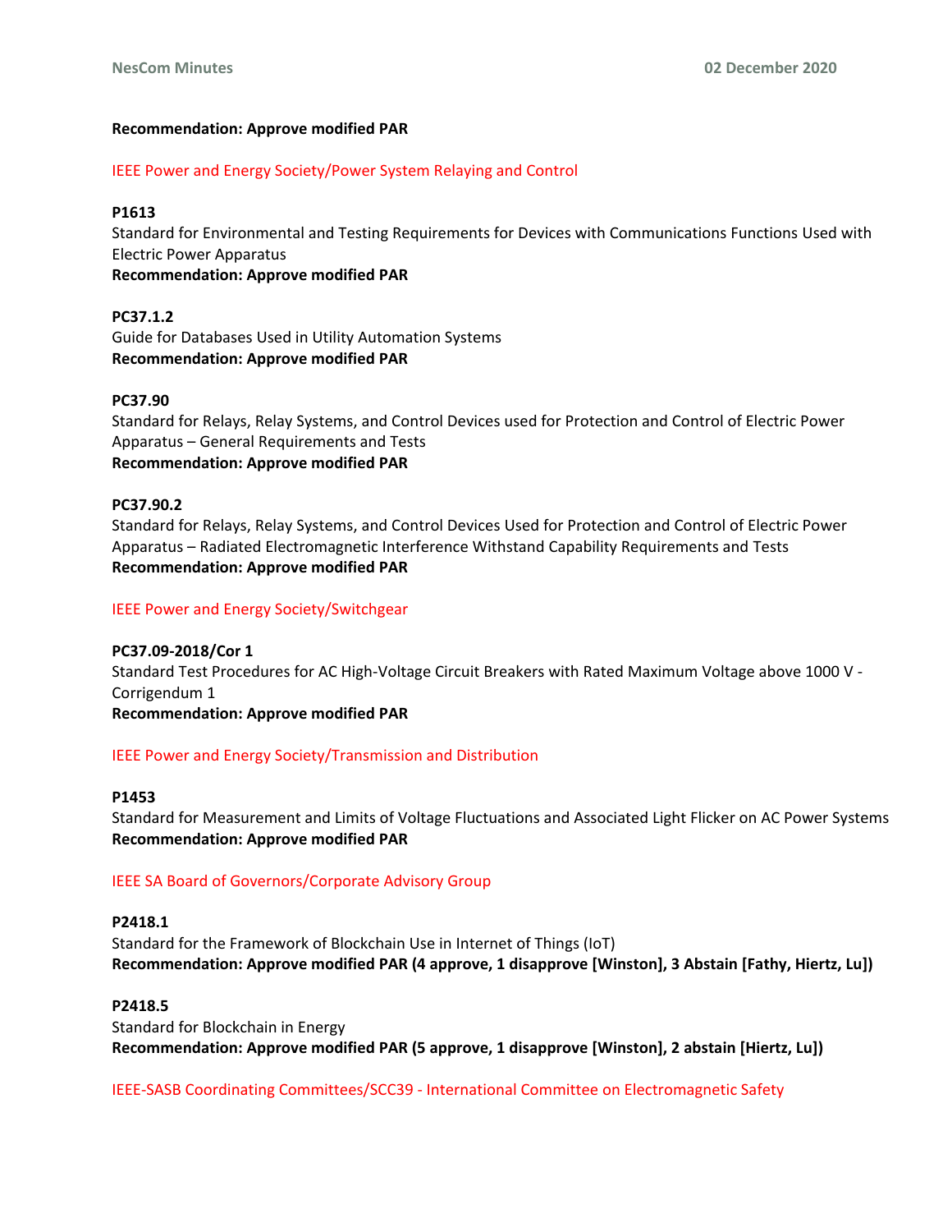**Recommendation: Approve modified PAR**

IEEE Power and Energy Society/Power System Relaying and Control

**P1613**
Standard for Environmental and Testing Requirements for Devices with Communications Functions Used with Electric Power Apparatus
**Recommendation: Approve modified PAR**

**PC37.1.2**
Guide for Databases Used in Utility Automation Systems
**Recommendation: Approve modified PAR**

**PC37.90**
Standard for Relays, Relay Systems, and Control Devices used for Protection and Control of Electric Power Apparatus – General Requirements and Tests
**Recommendation: Approve modified PAR**

**PC37.90.2**
Standard for Relays, Relay Systems, and Control Devices Used for Protection and Control of Electric Power Apparatus – Radiated Electromagnetic Interference Withstand Capability Requirements and Tests
**Recommendation: Approve modified PAR**

IEEE Power and Energy Society/Switchgear

**PC37.09-2018/Cor 1**
Standard Test Procedures for AC High-Voltage Circuit Breakers with Rated Maximum Voltage above 1000 V - Corrigendum 1
**Recommendation: Approve modified PAR**

IEEE Power and Energy Society/Transmission and Distribution

**P1453**
Standard for Measurement and Limits of Voltage Fluctuations and Associated Light Flicker on AC Power Systems
**Recommendation: Approve modified PAR**

IEEE SA Board of Governors/Corporate Advisory Group

**P2418.1**
Standard for the Framework of Blockchain Use in Internet of Things (IoT)
**Recommendation: Approve modified PAR (4 approve, 1 disapprove [Winston], 3 Abstain [Fathy, Hiertz, Lu])**

**P2418.5**
Standard for Blockchain in Energy
**Recommendation: Approve modified PAR (5 approve, 1 disapprove [Winston], 2 abstain [Hiertz, Lu])**

IEEE-SASB Coordinating Committees/SCC39 - International Committee on Electromagnetic Safety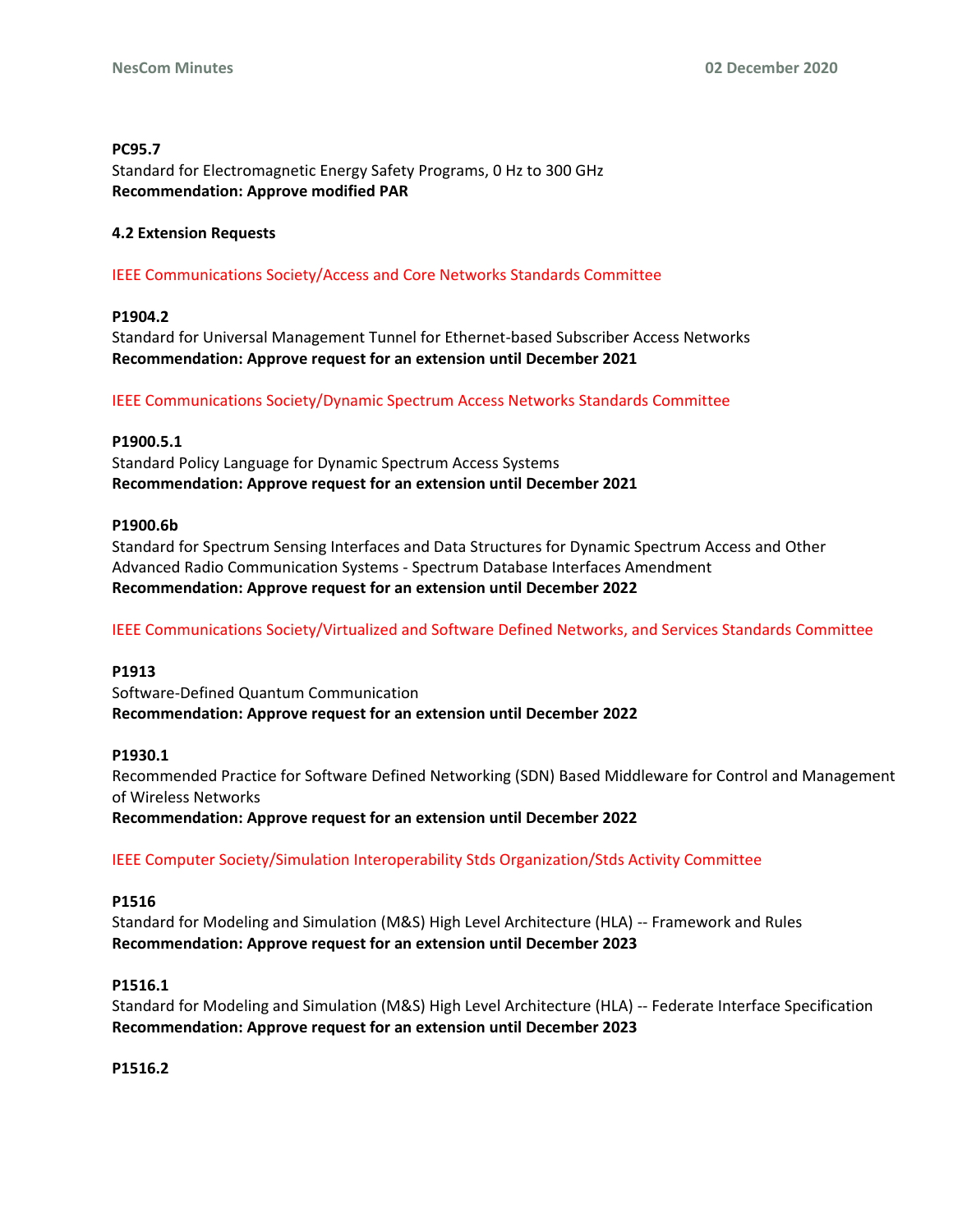**PC95.7**
Standard for Electromagnetic Energy Safety Programs, 0 Hz to 300 GHz
**Recommendation: Approve modified PAR**

**4.2 Extension Requests**

IEEE Communications Society/Access and Core Networks Standards Committee

**P1904.2**
Standard for Universal Management Tunnel for Ethernet-based Subscriber Access Networks
**Recommendation: Approve request for an extension until December 2021**

IEEE Communications Society/Dynamic Spectrum Access Networks Standards Committee

**P1900.5.1**
Standard Policy Language for Dynamic Spectrum Access Systems
**Recommendation: Approve request for an extension until December 2021**

**P1900.6b**
Standard for Spectrum Sensing Interfaces and Data Structures for Dynamic Spectrum Access and Other Advanced Radio Communication Systems - Spectrum Database Interfaces Amendment
**Recommendation: Approve request for an extension until December 2022**

IEEE Communications Society/Virtualized and Software Defined Networks, and Services Standards Committee

**P1913**
Software-Defined Quantum Communication
**Recommendation: Approve request for an extension until December 2022**

**P1930.1**
Recommended Practice for Software Defined Networking (SDN) Based Middleware for Control and Management of Wireless Networks
**Recommendation: Approve request for an extension until December 2022**

IEEE Computer Society/Simulation Interoperability Stds Organization/Stds Activity Committee

**P1516**
Standard for Modeling and Simulation (M&S) High Level Architecture (HLA) -- Framework and Rules
**Recommendation: Approve request for an extension until December 2023**

**P1516.1**
Standard for Modeling and Simulation (M&S) High Level Architecture (HLA) -- Federate Interface Specification
**Recommendation: Approve request for an extension until December 2023**

**P1516.2**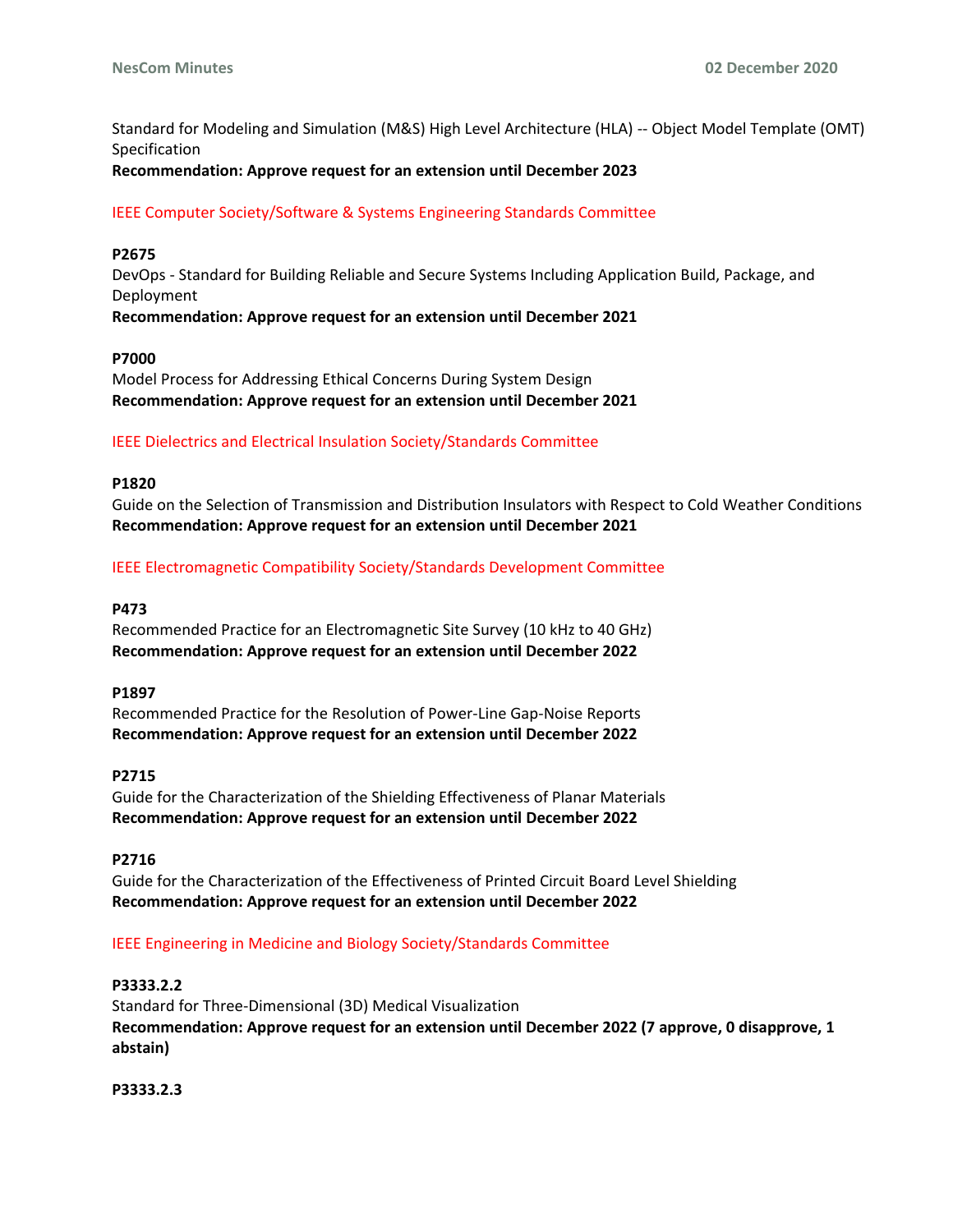Standard for Modeling and Simulation (M&S) High Level Architecture (HLA) -- Object Model Template (OMT) Specification
**Recommendation: Approve request for an extension until December 2023**

IEEE Computer Society/Software & Systems Engineering Standards Committee

**P2675**
DevOps - Standard for Building Reliable and Secure Systems Including Application Build, Package, and Deployment
**Recommendation: Approve request for an extension until December 2021**

**P7000**
Model Process for Addressing Ethical Concerns During System Design
**Recommendation: Approve request for an extension until December 2021**

IEEE Dielectrics and Electrical Insulation Society/Standards Committee

**P1820**
Guide on the Selection of Transmission and Distribution Insulators with Respect to Cold Weather Conditions
**Recommendation: Approve request for an extension until December 2021**

IEEE Electromagnetic Compatibility Society/Standards Development Committee

**P473**
Recommended Practice for an Electromagnetic Site Survey (10 kHz to 40 GHz)
**Recommendation: Approve request for an extension until December 2022**

**P1897**
Recommended Practice for the Resolution of Power-Line Gap-Noise Reports
**Recommendation: Approve request for an extension until December 2022**

**P2715**
Guide for the Characterization of the Shielding Effectiveness of Planar Materials
**Recommendation: Approve request for an extension until December 2022**

**P2716**
Guide for the Characterization of the Effectiveness of Printed Circuit Board Level Shielding
**Recommendation: Approve request for an extension until December 2022**

IEEE Engineering in Medicine and Biology Society/Standards Committee

**P3333.2.2**
Standard for Three-Dimensional (3D) Medical Visualization
**Recommendation: Approve request for an extension until December 2022 (7 approve, 0 disapprove, 1 abstain)**

**P3333.2.3**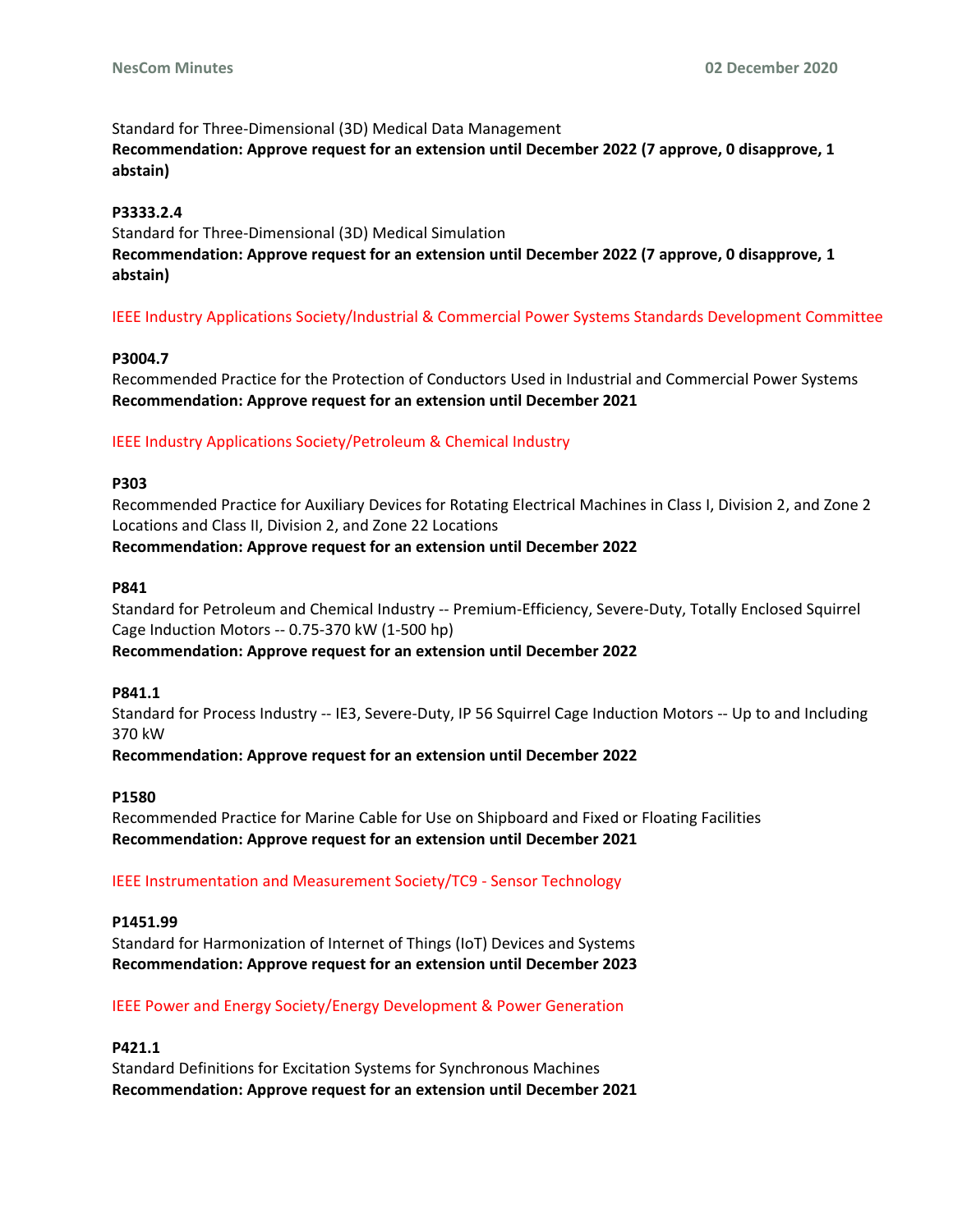Standard for Three-Dimensional (3D) Medical Data Management
**Recommendation: Approve request for an extension until December 2022 (7 approve, 0 disapprove, 1 abstain)**

**P3333.2.4**
Standard for Three-Dimensional (3D) Medical Simulation
**Recommendation: Approve request for an extension until December 2022 (7 approve, 0 disapprove, 1 abstain)**

IEEE Industry Applications Society/Industrial & Commercial Power Systems Standards Development Committee

**P3004.7**
Recommended Practice for the Protection of Conductors Used in Industrial and Commercial Power Systems
**Recommendation: Approve request for an extension until December 2021**

IEEE Industry Applications Society/Petroleum & Chemical Industry

**P303**
Recommended Practice for Auxiliary Devices for Rotating Electrical Machines in Class I, Division 2, and Zone 2 Locations and Class II, Division 2, and Zone 22 Locations
**Recommendation: Approve request for an extension until December 2022**

**P841**
Standard for Petroleum and Chemical Industry -- Premium-Efficiency, Severe-Duty, Totally Enclosed Squirrel Cage Induction Motors -- 0.75-370 kW (1-500 hp)
**Recommendation: Approve request for an extension until December 2022**

**P841.1**
Standard for Process Industry -- IE3, Severe-Duty, IP 56 Squirrel Cage Induction Motors -- Up to and Including 370 kW
**Recommendation: Approve request for an extension until December 2022**

**P1580**
Recommended Practice for Marine Cable for Use on Shipboard and Fixed or Floating Facilities
**Recommendation: Approve request for an extension until December 2021**

IEEE Instrumentation and Measurement Society/TC9 - Sensor Technology

**P1451.99**
Standard for Harmonization of Internet of Things (IoT) Devices and Systems
**Recommendation: Approve request for an extension until December 2023**

IEEE Power and Energy Society/Energy Development & Power Generation

**P421.1**
Standard Definitions for Excitation Systems for Synchronous Machines
**Recommendation: Approve request for an extension until December 2021**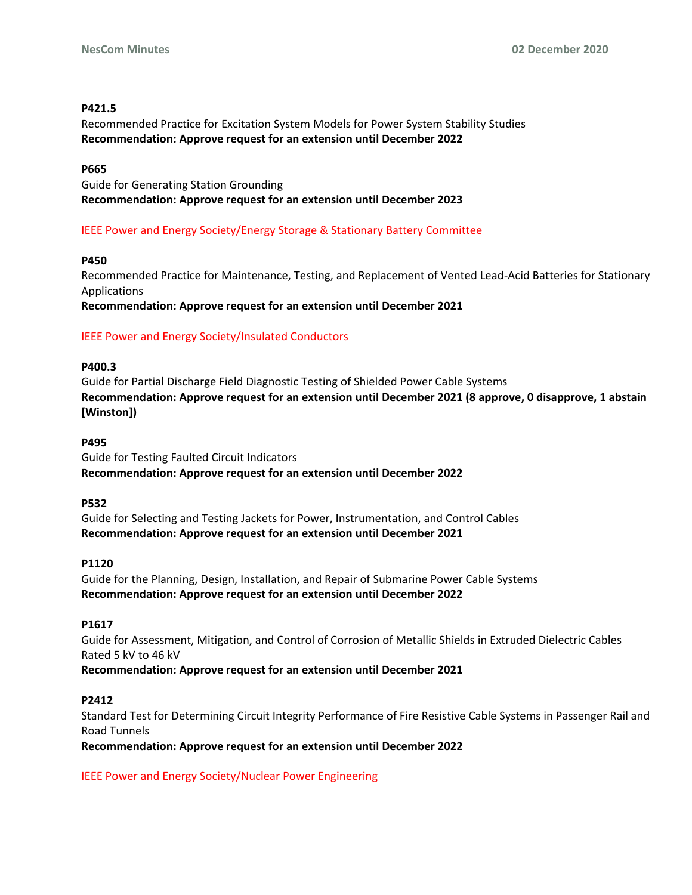**P421.5**
Recommended Practice for Excitation System Models for Power System Stability Studies
**Recommendation: Approve request for an extension until December 2022**

**P665**
Guide for Generating Station Grounding
**Recommendation: Approve request for an extension until December 2023**

IEEE Power and Energy Society/Energy Storage & Stationary Battery Committee

**P450**
Recommended Practice for Maintenance, Testing, and Replacement of Vented Lead-Acid Batteries for Stationary Applications
**Recommendation: Approve request for an extension until December 2021**

IEEE Power and Energy Society/Insulated Conductors

**P400.3**
Guide for Partial Discharge Field Diagnostic Testing of Shielded Power Cable Systems
**Recommendation: Approve request for an extension until December 2021 (8 approve, 0 disapprove, 1 abstain [Winston])**

**P495**
Guide for Testing Faulted Circuit Indicators
**Recommendation: Approve request for an extension until December 2022**

**P532**
Guide for Selecting and Testing Jackets for Power, Instrumentation, and Control Cables
**Recommendation: Approve request for an extension until December 2021**

**P1120**
Guide for the Planning, Design, Installation, and Repair of Submarine Power Cable Systems
**Recommendation: Approve request for an extension until December 2022**

**P1617**
Guide for Assessment, Mitigation, and Control of Corrosion of Metallic Shields in Extruded Dielectric Cables Rated 5 kV to 46 kV
**Recommendation: Approve request for an extension until December 2021**

**P2412**
Standard Test for Determining Circuit Integrity Performance of Fire Resistive Cable Systems in Passenger Rail and Road Tunnels
**Recommendation: Approve request for an extension until December 2022**

IEEE Power and Energy Society/Nuclear Power Engineering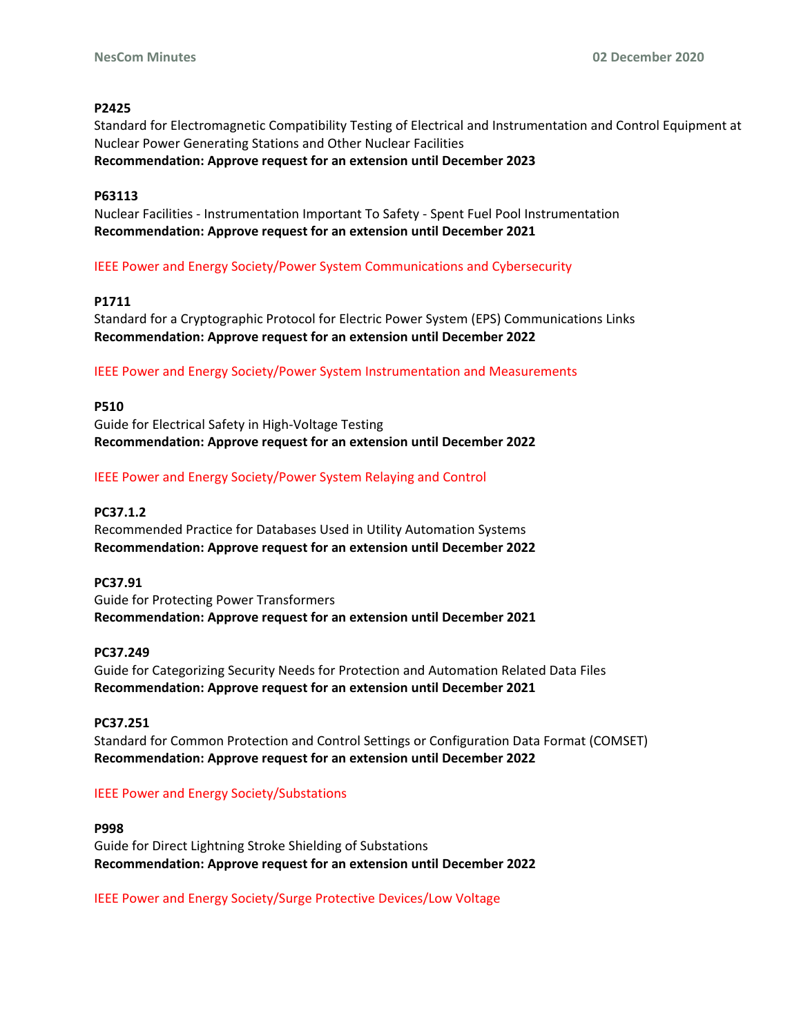**P2425**
Standard for Electromagnetic Compatibility Testing of Electrical and Instrumentation and Control Equipment at Nuclear Power Generating Stations and Other Nuclear Facilities
**Recommendation: Approve request for an extension until December 2023**

**P63113**
Nuclear Facilities - Instrumentation Important To Safety - Spent Fuel Pool Instrumentation
**Recommendation: Approve request for an extension until December 2021**

IEEE Power and Energy Society/Power System Communications and Cybersecurity

**P1711**
Standard for a Cryptographic Protocol for Electric Power System (EPS) Communications Links
**Recommendation: Approve request for an extension until December 2022**

IEEE Power and Energy Society/Power System Instrumentation and Measurements

**P510**
Guide for Electrical Safety in High-Voltage Testing
**Recommendation: Approve request for an extension until December 2022**

IEEE Power and Energy Society/Power System Relaying and Control

**PC37.1.2**
Recommended Practice for Databases Used in Utility Automation Systems
**Recommendation: Approve request for an extension until December 2022**

**PC37.91**
Guide for Protecting Power Transformers
**Recommendation: Approve request for an extension until December 2021**

**PC37.249**
Guide for Categorizing Security Needs for Protection and Automation Related Data Files
**Recommendation: Approve request for an extension until December 2021**

**PC37.251**
Standard for Common Protection and Control Settings or Configuration Data Format (COMSET)
**Recommendation: Approve request for an extension until December 2022**

IEEE Power and Energy Society/Substations

**P998**
Guide for Direct Lightning Stroke Shielding of Substations
**Recommendation: Approve request for an extension until December 2022**

IEEE Power and Energy Society/Surge Protective Devices/Low Voltage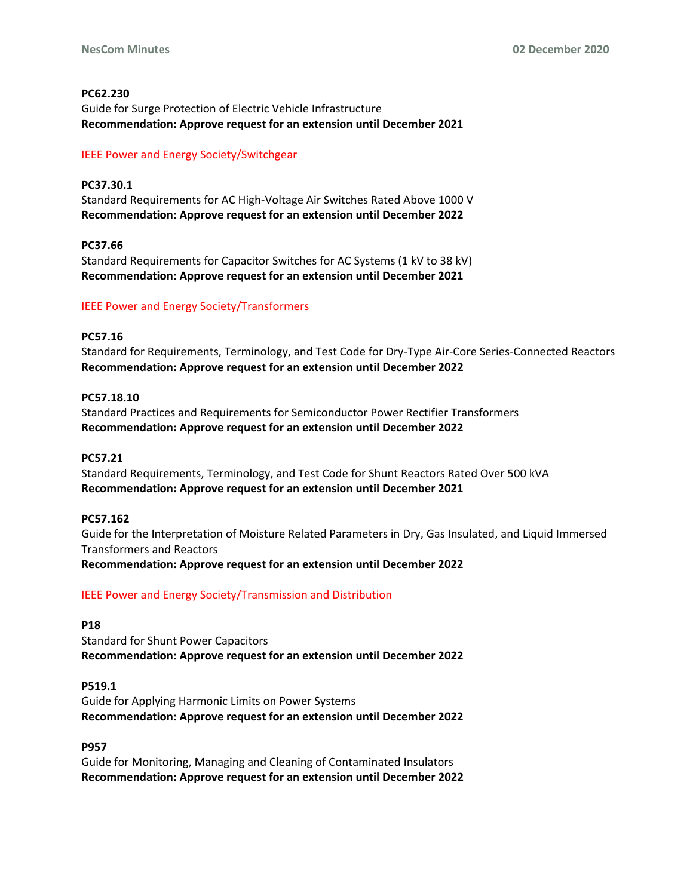**PC62.230**
Guide for Surge Protection of Electric Vehicle Infrastructure
**Recommendation: Approve request for an extension until December 2021**

IEEE Power and Energy Society/Switchgear

**PC37.30.1**
Standard Requirements for AC High-Voltage Air Switches Rated Above 1000 V
**Recommendation: Approve request for an extension until December 2022**

**PC37.66**
Standard Requirements for Capacitor Switches for AC Systems (1 kV to 38 kV)
**Recommendation: Approve request for an extension until December 2021**

IEEE Power and Energy Society/Transformers

**PC57.16**
Standard for Requirements, Terminology, and Test Code for Dry-Type Air-Core Series-Connected Reactors
**Recommendation: Approve request for an extension until December 2022**

**PC57.18.10**
Standard Practices and Requirements for Semiconductor Power Rectifier Transformers
**Recommendation: Approve request for an extension until December 2022**

**PC57.21**
Standard Requirements, Terminology, and Test Code for Shunt Reactors Rated Over 500 kVA
**Recommendation: Approve request for an extension until December 2021**

**PC57.162**
Guide for the Interpretation of Moisture Related Parameters in Dry, Gas Insulated, and Liquid Immersed Transformers and Reactors
**Recommendation: Approve request for an extension until December 2022**

IEEE Power and Energy Society/Transmission and Distribution

**P18**
Standard for Shunt Power Capacitors
**Recommendation: Approve request for an extension until December 2022**

**P519.1**
Guide for Applying Harmonic Limits on Power Systems
**Recommendation: Approve request for an extension until December 2022**

**P957**
Guide for Monitoring, Managing and Cleaning of Contaminated Insulators
**Recommendation: Approve request for an extension until December 2022**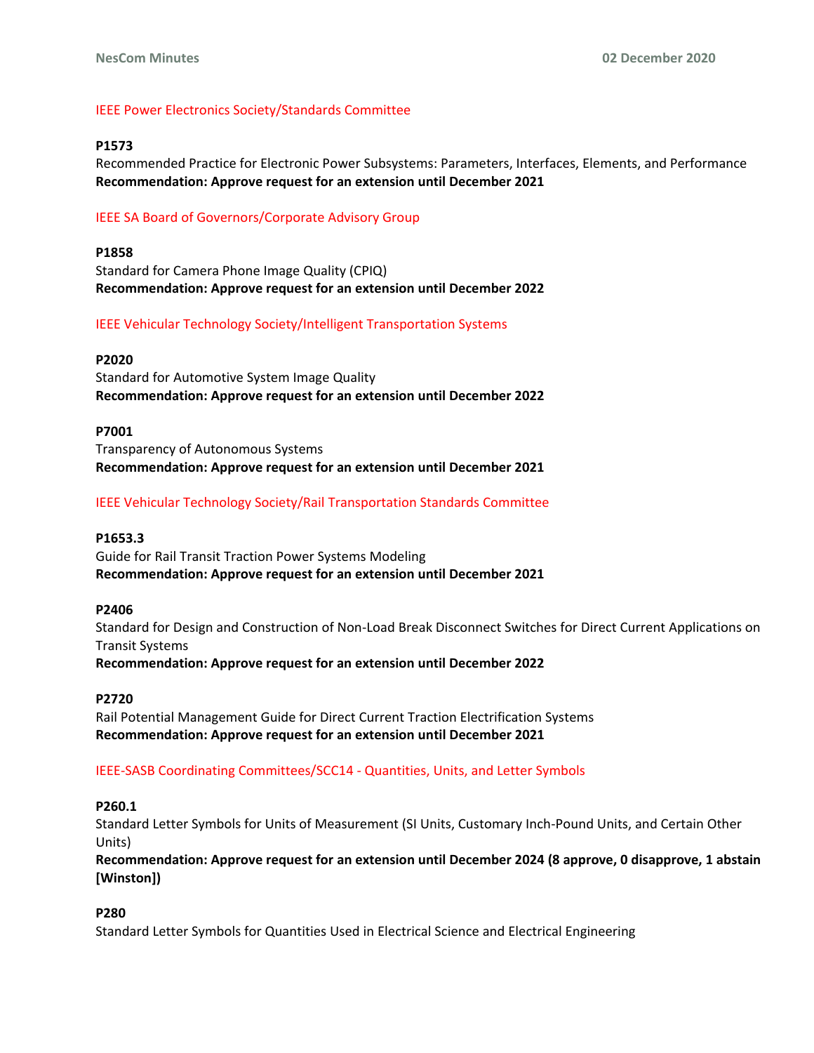IEEE Power Electronics Society/Standards Committee

**P1573**
Recommended Practice for Electronic Power Subsystems: Parameters, Interfaces, Elements, and Performance
**Recommendation: Approve request for an extension until December 2021**

IEEE SA Board of Governors/Corporate Advisory Group

**P1858**
Standard for Camera Phone Image Quality (CPIQ)
**Recommendation: Approve request for an extension until December 2022**

IEEE Vehicular Technology Society/Intelligent Transportation Systems

**P2020**
Standard for Automotive System Image Quality
**Recommendation: Approve request for an extension until December 2022**

**P7001**
Transparency of Autonomous Systems
**Recommendation: Approve request for an extension until December 2021**

IEEE Vehicular Technology Society/Rail Transportation Standards Committee

**P1653.3**
Guide for Rail Transit Traction Power Systems Modeling
**Recommendation: Approve request for an extension until December 2021**

**P2406**
Standard for Design and Construction of Non-Load Break Disconnect Switches for Direct Current Applications on Transit Systems
**Recommendation: Approve request for an extension until December 2022**

**P2720**
Rail Potential Management Guide for Direct Current Traction Electrification Systems
**Recommendation: Approve request for an extension until December 2021**

IEEE-SASB Coordinating Committees/SCC14 - Quantities, Units, and Letter Symbols

**P260.1**
Standard Letter Symbols for Units of Measurement (SI Units, Customary Inch-Pound Units, and Certain Other Units)
**Recommendation: Approve request for an extension until December 2024 (8 approve, 0 disapprove, 1 abstain [Winston])**

**P280**
Standard Letter Symbols for Quantities Used in Electrical Science and Electrical Engineering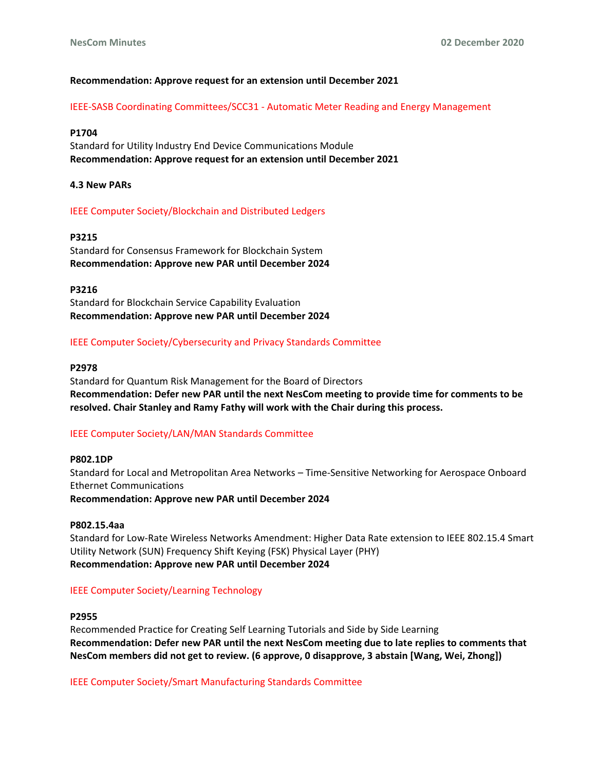**Recommendation: Approve request for an extension until December 2021**

IEEE-SASB Coordinating Committees/SCC31 - Automatic Meter Reading and Energy Management

**P1704**
Standard for Utility Industry End Device Communications Module
**Recommendation: Approve request for an extension until December 2021**

**4.3 New PARs**

IEEE Computer Society/Blockchain and Distributed Ledgers

**P3215**
Standard for Consensus Framework for Blockchain System
**Recommendation: Approve new PAR until December 2024**

**P3216**
Standard for Blockchain Service Capability Evaluation
**Recommendation: Approve new PAR until December 2024**

IEEE Computer Society/Cybersecurity and Privacy Standards Committee

**P2978**
Standard for Quantum Risk Management for the Board of Directors
**Recommendation: Defer new PAR until the next NesCom meeting to provide time for comments to be resolved. Chair Stanley and Ramy Fathy will work with the Chair during this process.**

IEEE Computer Society/LAN/MAN Standards Committee

**P802.1DP**
Standard for Local and Metropolitan Area Networks – Time-Sensitive Networking for Aerospace Onboard Ethernet Communications
**Recommendation: Approve new PAR until December 2024**

**P802.15.4aa**
Standard for Low-Rate Wireless Networks Amendment: Higher Data Rate extension to IEEE 802.15.4 Smart Utility Network (SUN) Frequency Shift Keying (FSK) Physical Layer (PHY)
**Recommendation: Approve new PAR until December 2024**

IEEE Computer Society/Learning Technology

**P2955**
Recommended Practice for Creating Self Learning Tutorials and Side by Side Learning
**Recommendation: Defer new PAR until the next NesCom meeting due to late replies to comments that NesCom members did not get to review. (6 approve, 0 disapprove, 3 abstain [Wang, Wei, Zhong])**

IEEE Computer Society/Smart Manufacturing Standards Committee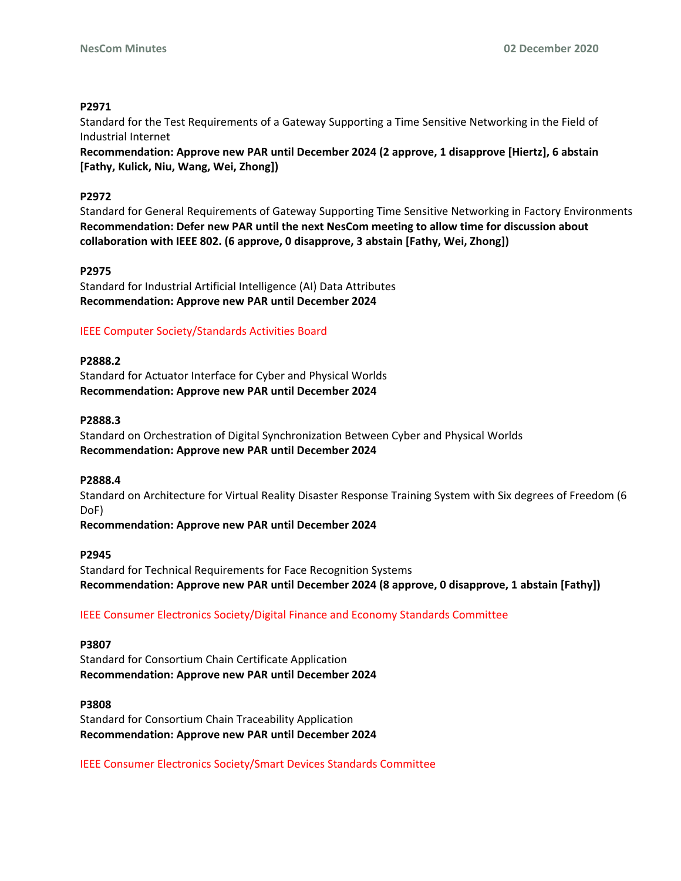**P2971**
Standard for the Test Requirements of a Gateway Supporting a Time Sensitive Networking in the Field of Industrial Internet
**Recommendation: Approve new PAR until December 2024 (2 approve, 1 disapprove [Hiertz], 6 abstain [Fathy, Kulick, Niu, Wang, Wei, Zhong])**

**P2972**
Standard for General Requirements of Gateway Supporting Time Sensitive Networking in Factory Environments
**Recommendation: Defer new PAR until the next NesCom meeting to allow time for discussion about collaboration with IEEE 802. (6 approve, 0 disapprove, 3 abstain [Fathy, Wei, Zhong])**

**P2975**
Standard for Industrial Artificial Intelligence (AI) Data Attributes
**Recommendation: Approve new PAR until December 2024**

IEEE Computer Society/Standards Activities Board

**P2888.2**
Standard for Actuator Interface for Cyber and Physical Worlds
**Recommendation: Approve new PAR until December 2024**

**P2888.3**
Standard on Orchestration of Digital Synchronization Between Cyber and Physical Worlds
**Recommendation: Approve new PAR until December 2024**

**P2888.4**
Standard on Architecture for Virtual Reality Disaster Response Training System with Six degrees of Freedom (6 DoF)
**Recommendation: Approve new PAR until December 2024**

**P2945**
Standard for Technical Requirements for Face Recognition Systems
**Recommendation: Approve new PAR until December 2024 (8 approve, 0 disapprove, 1 abstain [Fathy])**

IEEE Consumer Electronics Society/Digital Finance and Economy Standards Committee

**P3807**
Standard for Consortium Chain Certificate Application
**Recommendation: Approve new PAR until December 2024**

**P3808**
Standard for Consortium Chain Traceability Application
**Recommendation: Approve new PAR until December 2024**

IEEE Consumer Electronics Society/Smart Devices Standards Committee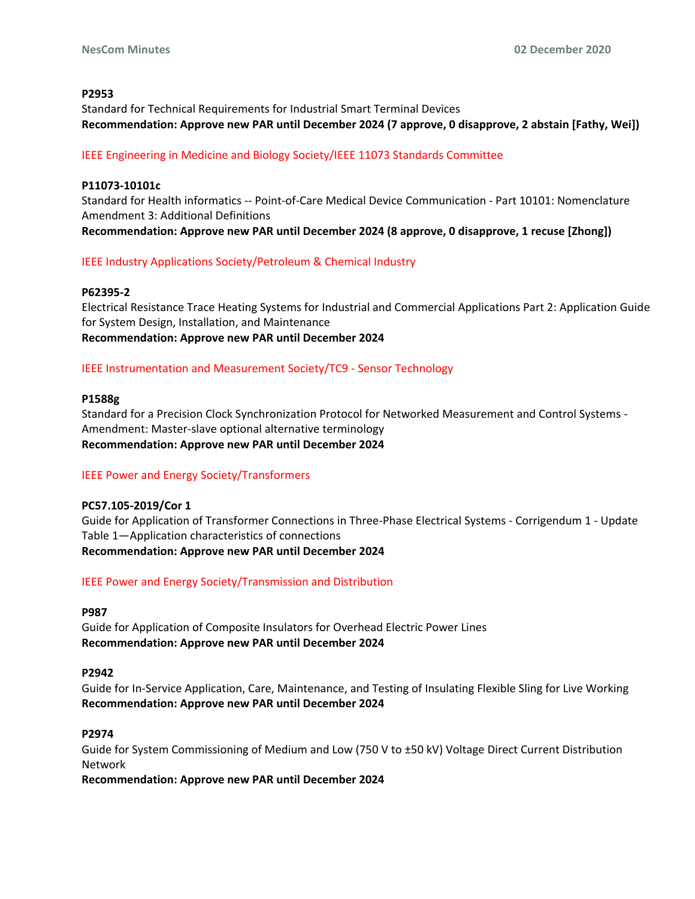**P2953**
Standard for Technical Requirements for Industrial Smart Terminal Devices
**Recommendation: Approve new PAR until December 2024 (7 approve, 0 disapprove, 2 abstain [Fathy, Wei])**

IEEE Engineering in Medicine and Biology Society/IEEE 11073 Standards Committee

**P11073-10101c**
Standard for Health informatics -- Point-of-Care Medical Device Communication - Part 10101: Nomenclature Amendment 3: Additional Definitions
**Recommendation: Approve new PAR until December 2024 (8 approve, 0 disapprove, 1 recuse [Zhong])**

IEEE Industry Applications Society/Petroleum & Chemical Industry

**P62395-2**
Electrical Resistance Trace Heating Systems for Industrial and Commercial Applications Part 2: Application Guide for System Design, Installation, and Maintenance
**Recommendation: Approve new PAR until December 2024**

IEEE Instrumentation and Measurement Society/TC9 - Sensor Technology

**P1588g**
Standard for a Precision Clock Synchronization Protocol for Networked Measurement and Control Systems - Amendment: Master-slave optional alternative terminology
**Recommendation: Approve new PAR until December 2024**

IEEE Power and Energy Society/Transformers

**PC57.105-2019/Cor 1**
Guide for Application of Transformer Connections in Three-Phase Electrical Systems - Corrigendum 1 - Update Table 1—Application characteristics of connections
**Recommendation: Approve new PAR until December 2024**

IEEE Power and Energy Society/Transmission and Distribution

**P987**
Guide for Application of Composite Insulators for Overhead Electric Power Lines
**Recommendation: Approve new PAR until December 2024**

**P2942**
Guide for In-Service Application, Care, Maintenance, and Testing of Insulating Flexible Sling for Live Working
**Recommendation: Approve new PAR until December 2024**

**P2974**
Guide for System Commissioning of Medium and Low (750 V to ±50 kV) Voltage Direct Current Distribution Network
**Recommendation: Approve new PAR until December 2024**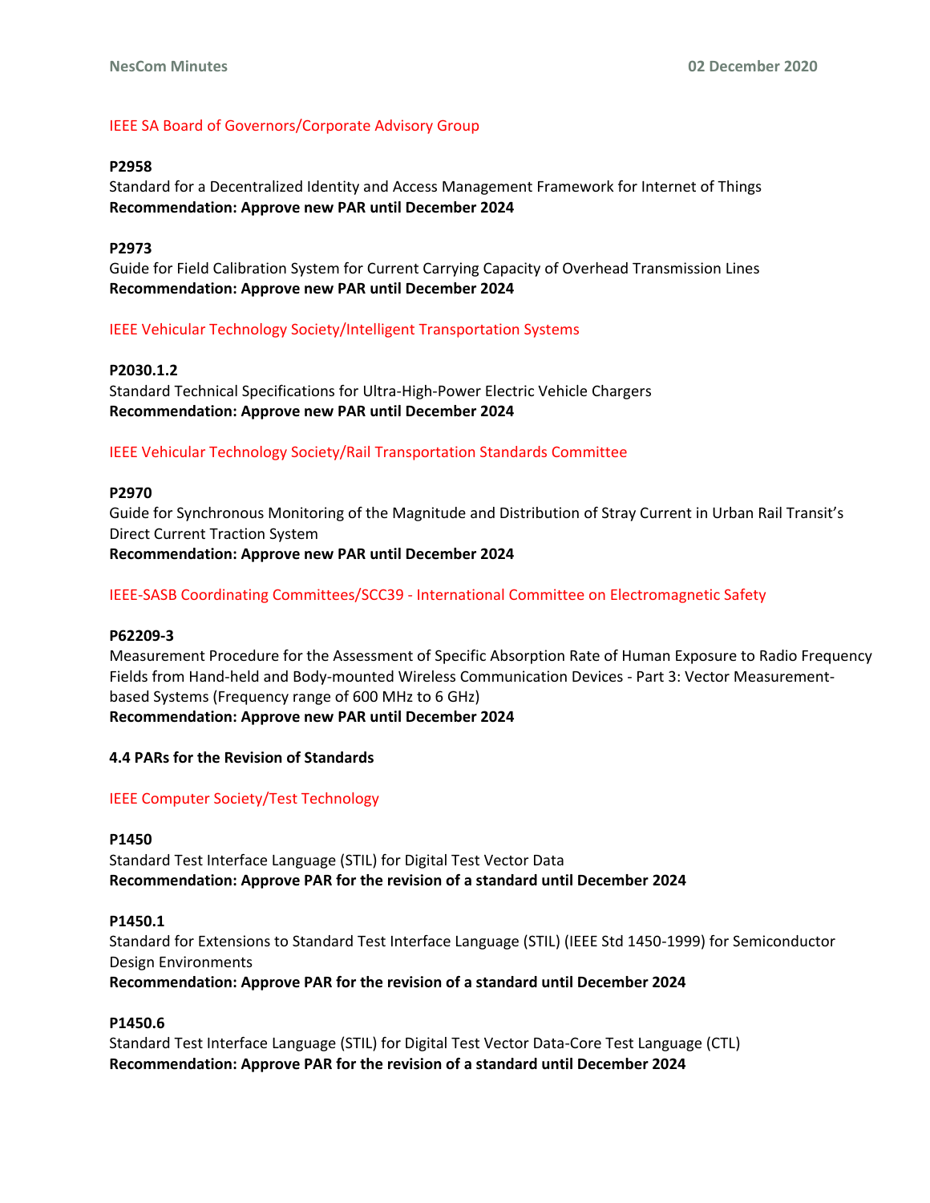IEEE SA Board of Governors/Corporate Advisory Group

**P2958**
Standard for a Decentralized Identity and Access Management Framework for Internet of Things
**Recommendation: Approve new PAR until December 2024**

**P2973**
Guide for Field Calibration System for Current Carrying Capacity of Overhead Transmission Lines
**Recommendation: Approve new PAR until December 2024**

IEEE Vehicular Technology Society/Intelligent Transportation Systems

**P2030.1.2**
Standard Technical Specifications for Ultra-High-Power Electric Vehicle Chargers
**Recommendation: Approve new PAR until December 2024**

IEEE Vehicular Technology Society/Rail Transportation Standards Committee

**P2970**
Guide for Synchronous Monitoring of the Magnitude and Distribution of Stray Current in Urban Rail Transit's Direct Current Traction System
**Recommendation: Approve new PAR until December 2024**

IEEE-SASB Coordinating Committees/SCC39 - International Committee on Electromagnetic Safety

**P62209-3**
Measurement Procedure for the Assessment of Specific Absorption Rate of Human Exposure to Radio Frequency Fields from Hand-held and Body-mounted Wireless Communication Devices - Part 3: Vector Measurement-based Systems (Frequency range of 600 MHz to 6 GHz)
**Recommendation: Approve new PAR until December 2024**

**4.4 PARs for the Revision of Standards**

IEEE Computer Society/Test Technology

**P1450**
Standard Test Interface Language (STIL) for Digital Test Vector Data
**Recommendation: Approve PAR for the revision of a standard until December 2024**

**P1450.1**
Standard for Extensions to Standard Test Interface Language (STIL) (IEEE Std 1450-1999) for Semiconductor Design Environments
**Recommendation: Approve PAR for the revision of a standard until December 2024**

**P1450.6**
Standard Test Interface Language (STIL) for Digital Test Vector Data-Core Test Language (CTL)
**Recommendation: Approve PAR for the revision of a standard until December 2024**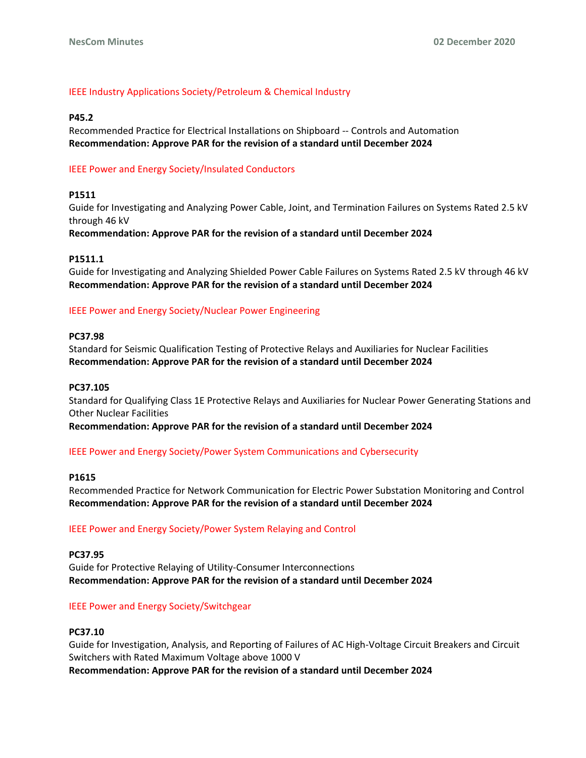IEEE Industry Applications Society/Petroleum & Chemical Industry

**P45.2**
Recommended Practice for Electrical Installations on Shipboard -- Controls and Automation
**Recommendation: Approve PAR for the revision of a standard until December 2024**

IEEE Power and Energy Society/Insulated Conductors

**P1511**
Guide for Investigating and Analyzing Power Cable, Joint, and Termination Failures on Systems Rated 2.5 kV through 46 kV
**Recommendation: Approve PAR for the revision of a standard until December 2024**

**P1511.1**
Guide for Investigating and Analyzing Shielded Power Cable Failures on Systems Rated 2.5 kV through 46 kV
**Recommendation: Approve PAR for the revision of a standard until December 2024**

IEEE Power and Energy Society/Nuclear Power Engineering

**PC37.98**
Standard for Seismic Qualification Testing of Protective Relays and Auxiliaries for Nuclear Facilities
**Recommendation: Approve PAR for the revision of a standard until December 2024**

**PC37.105**
Standard for Qualifying Class 1E Protective Relays and Auxiliaries for Nuclear Power Generating Stations and Other Nuclear Facilities
**Recommendation: Approve PAR for the revision of a standard until December 2024**

IEEE Power and Energy Society/Power System Communications and Cybersecurity

**P1615**
Recommended Practice for Network Communication for Electric Power Substation Monitoring and Control
**Recommendation: Approve PAR for the revision of a standard until December 2024**

IEEE Power and Energy Society/Power System Relaying and Control

**PC37.95**
Guide for Protective Relaying of Utility-Consumer Interconnections
**Recommendation: Approve PAR for the revision of a standard until December 2024**

IEEE Power and Energy Society/Switchgear

**PC37.10**
Guide for Investigation, Analysis, and Reporting of Failures of AC High-Voltage Circuit Breakers and Circuit Switchers with Rated Maximum Voltage above 1000 V
**Recommendation: Approve PAR for the revision of a standard until December 2024**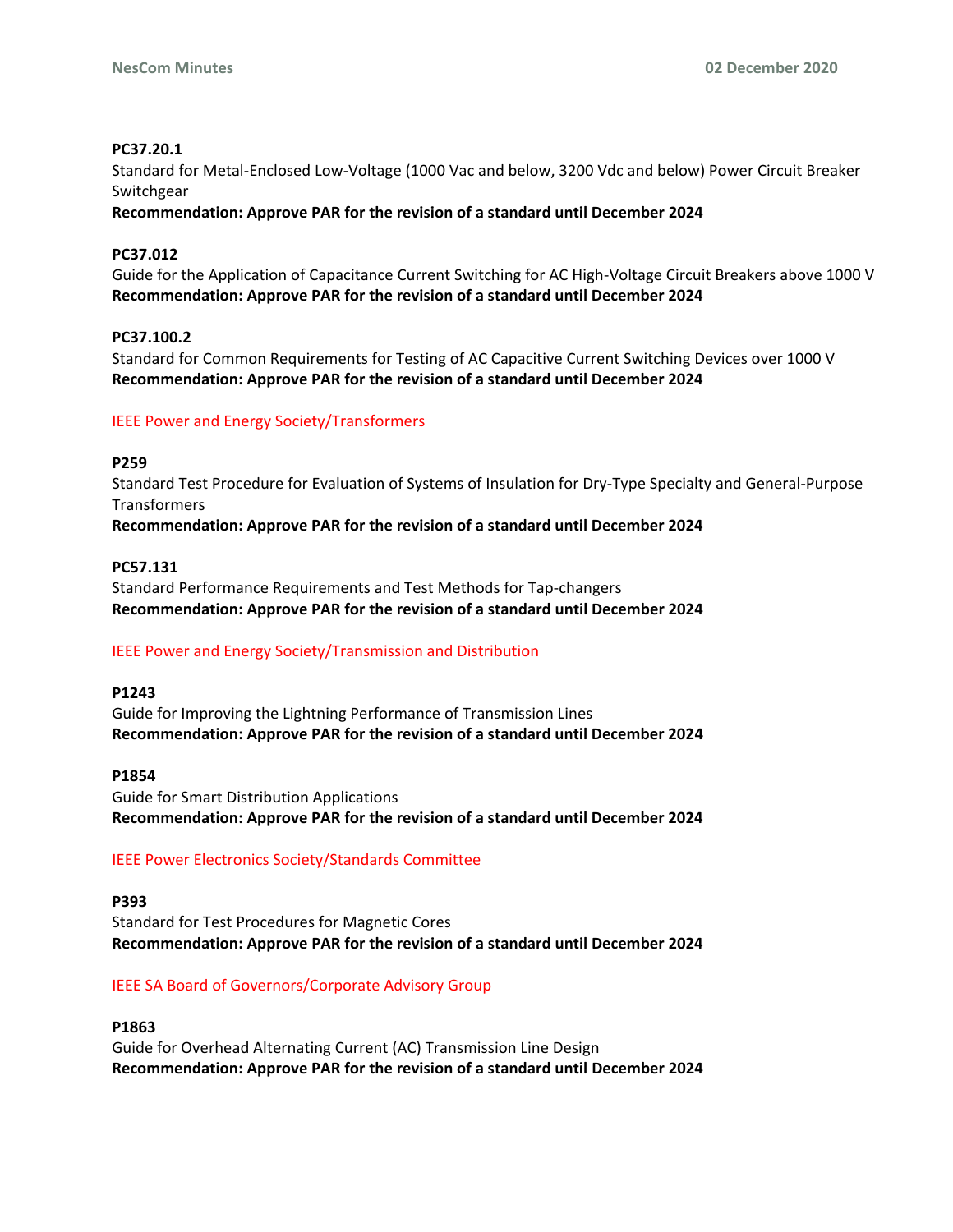**PC37.20.1**
Standard for Metal-Enclosed Low-Voltage (1000 Vac and below, 3200 Vdc and below) Power Circuit Breaker Switchgear
**Recommendation: Approve PAR for the revision of a standard until December 2024**

**PC37.012**
Guide for the Application of Capacitance Current Switching for AC High-Voltage Circuit Breakers above 1000 V
**Recommendation: Approve PAR for the revision of a standard until December 2024**

**PC37.100.2**
Standard for Common Requirements for Testing of AC Capacitive Current Switching Devices over 1000 V
**Recommendation: Approve PAR for the revision of a standard until December 2024**

IEEE Power and Energy Society/Transformers

**P259**
Standard Test Procedure for Evaluation of Systems of Insulation for Dry-Type Specialty and General-Purpose Transformers
**Recommendation: Approve PAR for the revision of a standard until December 2024**

**PC57.131**
Standard Performance Requirements and Test Methods for Tap-changers
**Recommendation: Approve PAR for the revision of a standard until December 2024**

IEEE Power and Energy Society/Transmission and Distribution

**P1243**
Guide for Improving the Lightning Performance of Transmission Lines
**Recommendation: Approve PAR for the revision of a standard until December 2024**

**P1854**
Guide for Smart Distribution Applications
**Recommendation: Approve PAR for the revision of a standard until December 2024**

IEEE Power Electronics Society/Standards Committee

**P393**
Standard for Test Procedures for Magnetic Cores
**Recommendation: Approve PAR for the revision of a standard until December 2024**

IEEE SA Board of Governors/Corporate Advisory Group

**P1863**
Guide for Overhead Alternating Current (AC) Transmission Line Design
**Recommendation: Approve PAR for the revision of a standard until December 2024**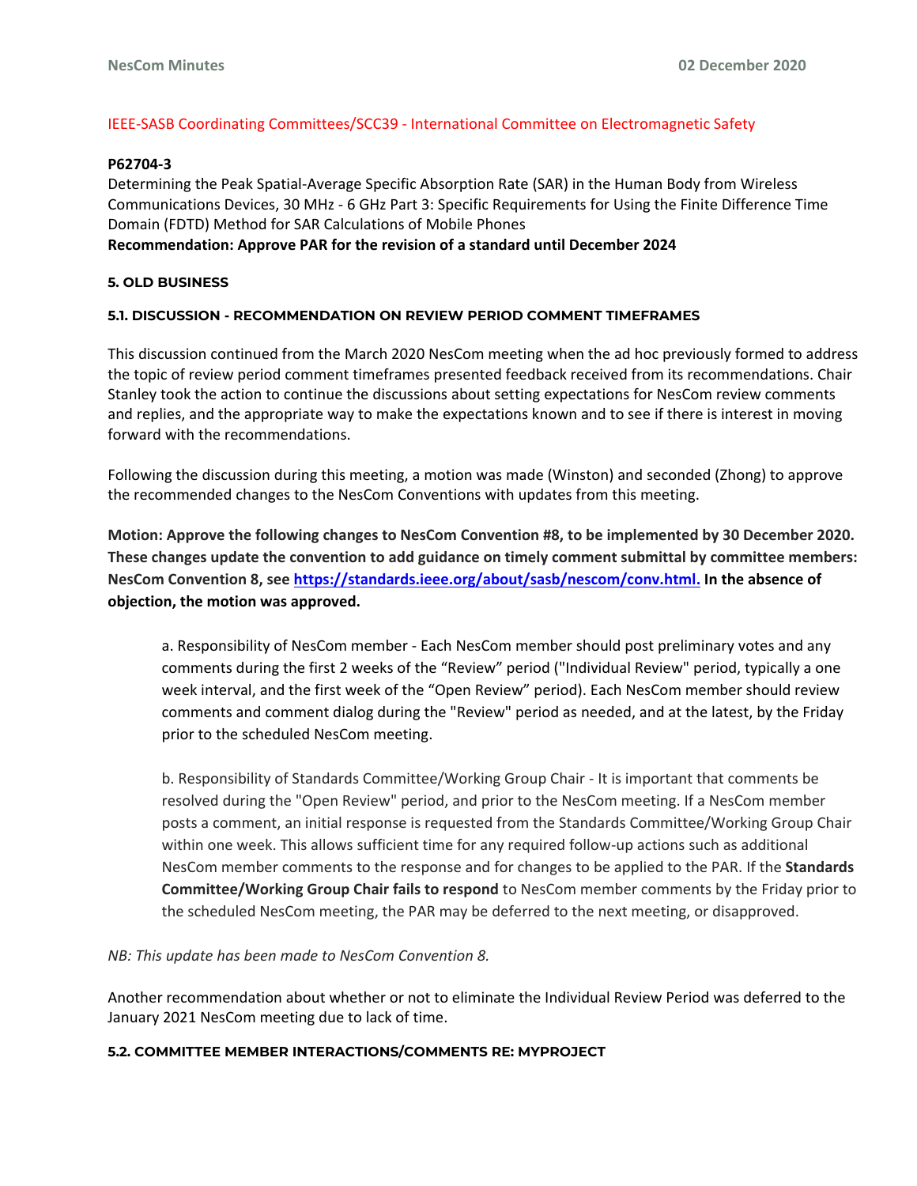IEEE-SASB Coordinating Committees/SCC39 - International Committee on Electromagnetic Safety

**P62704-3**
Determining the Peak Spatial-Average Specific Absorption Rate (SAR) in the Human Body from Wireless Communications Devices, 30 MHz - 6 GHz Part 3: Specific Requirements for Using the Finite Difference Time Domain (FDTD) Method for SAR Calculations of Mobile Phones
**Recommendation: Approve PAR for the revision of a standard until December 2024**

**5. OLD BUSINESS**

**5.1. DISCUSSION - RECOMMENDATION ON REVIEW PERIOD COMMENT TIMEFRAMES**

This discussion continued from the March 2020 NesCom meeting when the ad hoc previously formed to address the topic of review period comment timeframes presented feedback received from its recommendations. Chair Stanley took the action to continue the discussions about setting expectations for NesCom review comments and replies, and the appropriate way to make the expectations known and to see if there is interest in moving forward with the recommendations.

Following the discussion during this meeting, a motion was made (Winston) and seconded (Zhong) to approve the recommended changes to the NesCom Conventions with updates from this meeting.

**Motion: Approve the following changes to NesCom Convention #8, to be implemented by 30 December 2020. These changes update the convention to add guidance on timely comment submittal by committee members: NesCom Convention 8, see [https://standards.ieee.org/about/sasb/nescom/conv.html.](https://standards.ieee.org/about/sasb/nescom/conv.html) In the absence of objection, the motion was approved.**

> a. Responsibility of NesCom member - Each NesCom member should post preliminary votes and any comments during the first 2 weeks of the "Review" period ("Individual Review" period, typically a one week interval, and the first week of the "Open Review" period). Each NesCom member should review comments and comment dialog during the "Review" period as needed, and at the latest, by the Friday prior to the scheduled NesCom meeting.
>
> b. Responsibility of Standards Committee/Working Group Chair - It is important that comments be resolved during the "Open Review" period, and prior to the NesCom meeting. If a NesCom member posts a comment, an initial response is requested from the Standards Committee/Working Group Chair within one week. This allows sufficient time for any required follow-up actions such as additional NesCom member comments to the response and for changes to be applied to the PAR. If the **Standards Committee/Working Group Chair fails to respond** to NesCom member comments by the Friday prior to the scheduled NesCom meeting, the PAR may be deferred to the next meeting, or disapproved.

*NB: This update has been made to NesCom Convention 8.*

Another recommendation about whether or not to eliminate the Individual Review Period was deferred to the January 2021 NesCom meeting due to lack of time.

**5.2. COMMITTEE MEMBER INTERACTIONS/COMMENTS RE: MYPROJECT**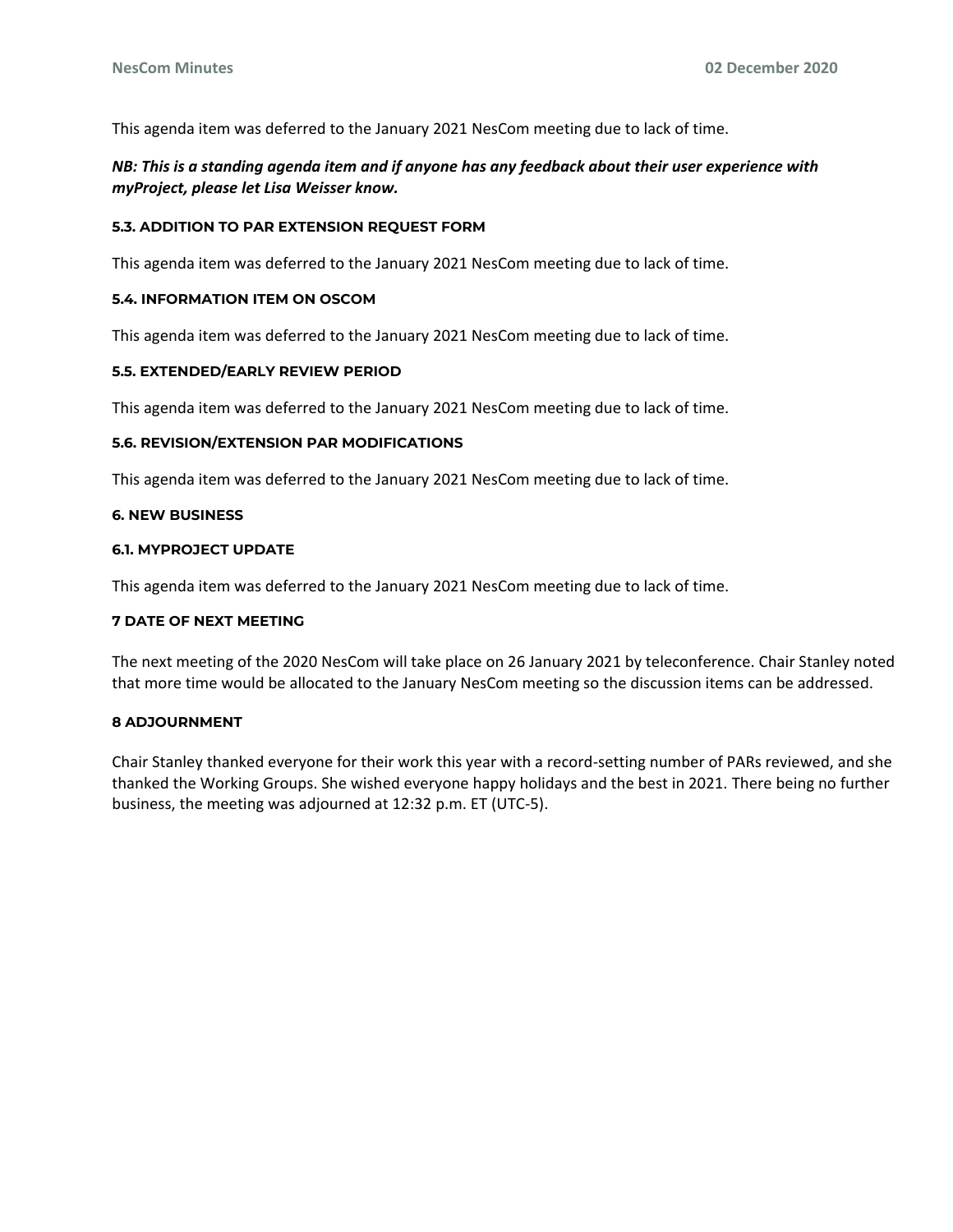This agenda item was deferred to the January 2021 NesCom meeting due to lack of time.

***NB: This is a standing agenda item and if anyone has any feedback about their user experience with myProject, please let Lisa Weisser know.***

### 5.3. ADDITION TO PAR EXTENSION REQUEST FORM

This agenda item was deferred to the January 2021 NesCom meeting due to lack of time.

### 5.4. INFORMATION ITEM ON OSCOM

This agenda item was deferred to the January 2021 NesCom meeting due to lack of time.

### 5.5. EXTENDED/EARLY REVIEW PERIOD

This agenda item was deferred to the January 2021 NesCom meeting due to lack of time.

### 5.6. REVISION/EXTENSION PAR MODIFICATIONS

This agenda item was deferred to the January 2021 NesCom meeting due to lack of time.

## 6. NEW BUSINESS

### 6.1. MYPROJECT UPDATE

This agenda item was deferred to the January 2021 NesCom meeting due to lack of time.

## 7 DATE OF NEXT MEETING

The next meeting of the 2020 NesCom will take place on 26 January 2021 by teleconference. Chair Stanley noted that more time would be allocated to the January NesCom meeting so the discussion items can be addressed.

## 8 ADJOURNMENT

Chair Stanley thanked everyone for their work this year with a record-setting number of PARs reviewed, and she thanked the Working Groups. She wished everyone happy holidays and the best in 2021. There being no further business, the meeting was adjourned at 12:32 p.m. ET (UTC-5).